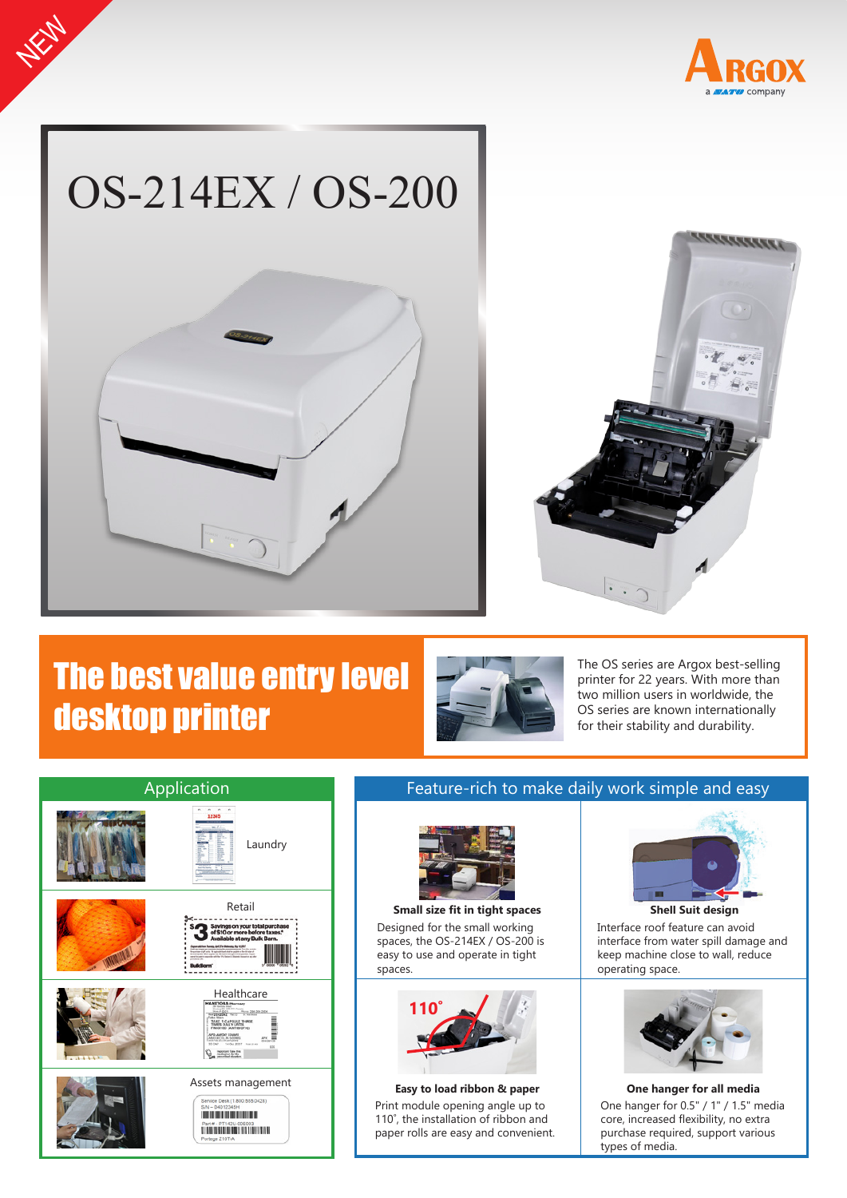NEW

# OS-214EX / OS-200

## The best value entry level desktop printer

The OS series are Argox best-selling printer for 22 years. With more than two million users in worldwide, the OS series are known internationally for their stability and durability.

## Application

- Laundry
- Retail
- Healthcare
- Assets management

## Feature-rich to make daily work simple and easy

**Small size fit in tight spaces**

Designed for the small working spaces, the OS-214EX / OS-200 is easy to use and operate in tight spaces.

**Shell Suit design**

Interface roof feature can avoid interface from water spill damage and keep machine close to wall, reduce operating space.

**Easy to load ribbon & paper**

Print module opening angle up to 110˚, the installation of ribbon and paper rolls are easy and convenient.

**One hanger for all media**

One hanger for 0.5" / 1" / 1.5" media core, increased flexibility, no extra purchase required, support various types of media.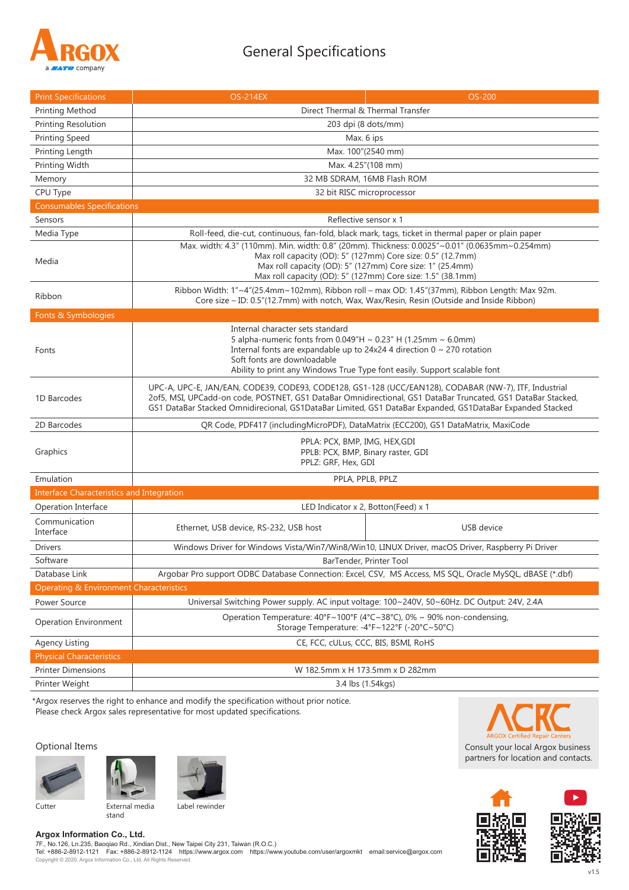# General Specifications

| Print Specifications | OS-214EX | OS-200 |
|---|---|---|
| Printing Method | Direct Thermal & Thermal Transfer | |
| Printing Resolution | 203 dpi (8 dots/mm) | |
| Printing Speed | Max. 6 ips | |
| Printing Length | Max. 100"(2540 mm) | |
| Printing Width | Max. 4.25"(108 mm) | |
| Memory | 32 MB SDRAM, 16MB Flash ROM | |
| CPU Type | 32 bit RISC microprocessor | |
| **Consumables Specifications** | | |
| Sensors | Reflective sensor x 1 | |
| Media Type | Roll-feed, die-cut, continuous, fan-fold, black mark, tags, ticket in thermal paper or plain paper | |
| Media | Max. width: 4.3" (110mm). Min. width: 0.8" (20mm). Thickness: 0.0025"~0.01" (0.0635mm~0.254mm)<br>Max roll capacity (OD): 5" (127mm) Core size: 0.5" (12.7mm)<br>Max roll capacity (OD): 5" (127mm) Core size: 1" (25.4mm)<br>Max roll capacity (OD): 5" (127mm) Core size: 1.5" (38.1mm) | |
| Ribbon | Ribbon Width: 1"~4"(25.4mm~102mm), Ribbon roll – max OD: 1.45"(37mm), Ribbon Length: Max 92m.<br>Core size – ID: 0.5"(12.7mm) with notch, Wax, Wax/Resin, Resin (Outside and Inside Ribbon) | |
| **Fonts & Symbologies** | | |
| Fonts | Internal character sets standard<br>5 alpha-numeric fonts from 0.049"H ~ 0.23" H (1.25mm ~ 6.0mm)<br>Internal fonts are expandable up to 24x24 4 direction 0 ~ 270 rotation<br>Soft fonts are downloadable<br>Ability to print any Windows True Type font easily. Support scalable font | |
| 1D Barcodes | UPC-A, UPC-E, JAN/EAN, CODE39, CODE93, CODE128, GS1-128 (UCC/EAN128), CODABAR (NW-7), ITF, Industrial 2of5, MSI, UPCadd-on code, POSTNET, GS1 DataBar Omnidirectional, GS1 DataBar Truncated, GS1 DataBar Stacked, GS1 DataBar Stacked Omnidirecional, GS1DataBar Limited, GS1 DataBar Expanded, GS1DataBar Expanded Stacked | |
| 2D Barcodes | QR Code, PDF417 (includingMicroPDF), DataMatrix (ECC200), GS1 DataMatrix, MaxiCode | |
| Graphics | PPLA: PCX, BMP, IMG, HEX,GDI<br>PPLB: PCX, BMP, Binary raster, GDI<br>PPLZ: GRF, Hex, GDI | |
| Emulation | PPLA, PPLB, PPLZ | |
| **Interface Characteristics and Integration** | | |
| Operation Interface | LED Indicator x 2, Botton(Feed) x 1 | |
| Communication Interface | Ethernet, USB device, RS-232, USB host | USB device |
| Drivers | Windows Driver for Windows Vista/Win7/Win8/Win10, LINUX Driver, macOS Driver, Raspberry Pi Driver | |
| Software | BarTender, Printer Tool | |
| Database Link | Argobar Pro support ODBC Database Connection: Excel, CSV, MS Access, MS SQL, Oracle MySQL, dBASE (*.dbf) | |
| **Operating & Environment Characteristics** | | |
| Power Source | Universal Switching Power supply. AC input voltage: 100~240V, 50~60Hz. DC Output: 24V, 2.4A | |
| Operation Environment | Operation Temperature: 40°F~100°F (4°C~38°C), 0% ~ 90% non-condensing,<br>Storage Temperature: -4°F~122°F (-20°C~50°C) | |
| Agency Listing | CE, FCC, cULus, CCC, BIS, BSMI, RoHS | |
| **Physical Characteristics** | | |
| Printer Dimensions | W 182.5mm x H 173.5mm x D 282mm | |
| Printer Weight | 3.4 lbs (1.54kgs) | |

*Argox reserves the right to enhance and modify the specification without prior notice.
Please check Argox sales representative for most updated specifications.

ARGOX Certified Repair Centers
Consult your local Argox business partners for location and contacts.

## Optional Items

Cutter

External media stand

Label rewinder

**Argox Information Co., Ltd.**
7F., No.126, Ln.235, Baoqiao Rd., Xindian Dist., New Taipei City 231, Taiwan (R.O.C.)
Tel: +886-2-8912-1121 Fax: +886-2-8912-1124 https://www.argox.com https://www.youtube.com/user/argoxmkt email:service@argox.com
Copyright © 2020. Argox Information Co., Ltd. All Rights Reserved.

v1.5